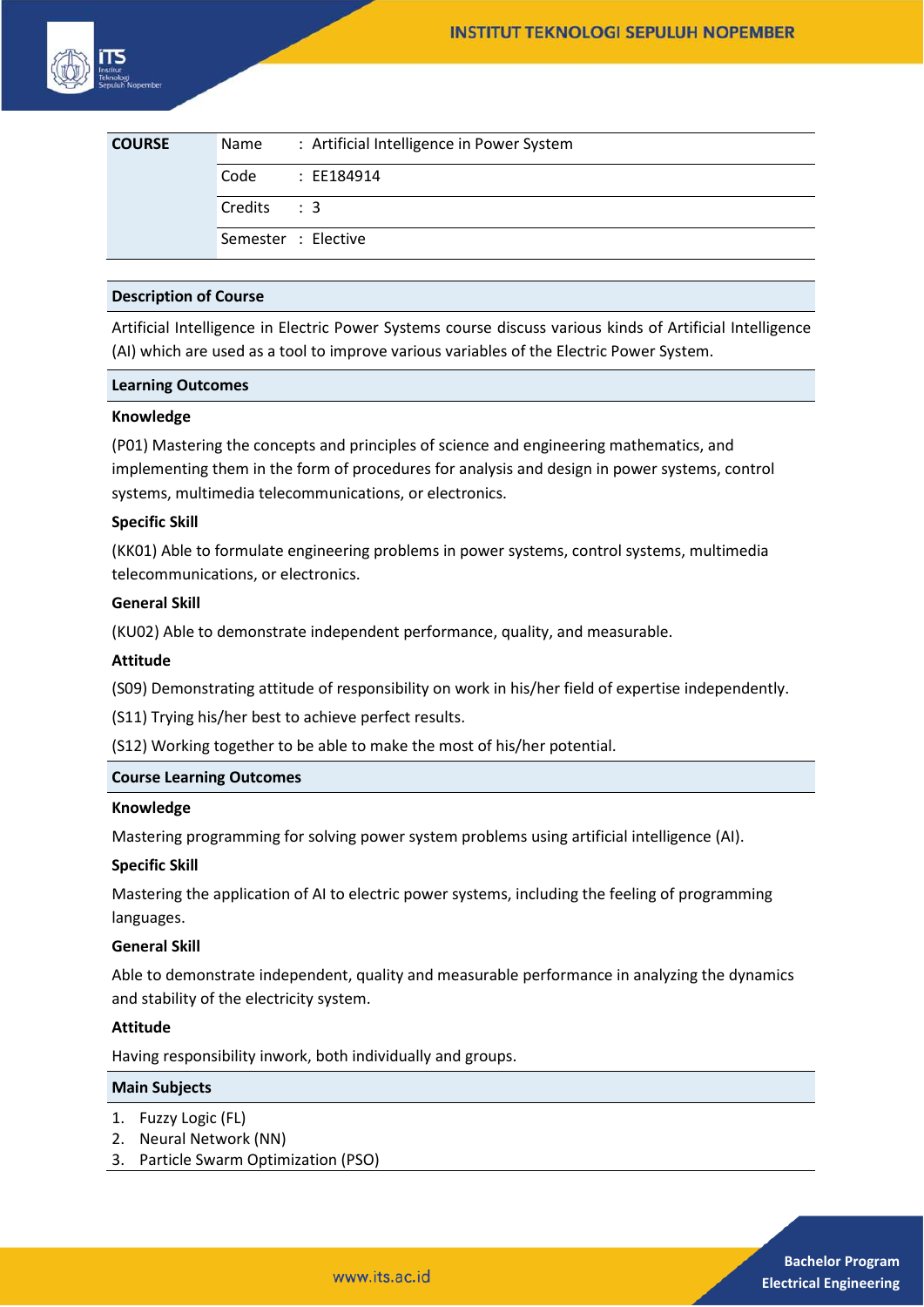| COURSE | | |
|---|---|---|
| | Name | : Artificial Intelligence in Power System |
| | Code | : EE184914 |
| | Credits | : 3 |
| | Semester | : Elective |

## Description of Course

Artificial Intelligence in Electric Power Systems course discuss various kinds of Artificial Intelligence (AI) which are used as a tool to improve various variables of the Electric Power System.

## Learning Outcomes

**Knowledge**

(P01) Mastering the concepts and principles of science and engineering mathematics, and implementing them in the form of procedures for analysis and design in power systems, control systems, multimedia telecommunications, or electronics.

**Specific Skill**

(KK01) Able to formulate engineering problems in power systems, control systems, multimedia telecommunications, or electronics.

**General Skill**

(KU02) Able to demonstrate independent performance, quality, and measurable.

**Attitude**

(S09) Demonstrating attitude of responsibility on work in his/her field of expertise independently.

(S11) Trying his/her best to achieve perfect results.

(S12) Working together to be able to make the most of his/her potential.

## Course Learning Outcomes

**Knowledge**

Mastering programming for solving power system problems using artificial intelligence (AI).

**Specific Skill**

Mastering the application of AI to electric power systems, including the feeling of programming languages.

**General Skill**

Able to demonstrate independent, quality and measurable performance in analyzing the dynamics and stability of the electricity system.

**Attitude**

Having responsibility inwork, both individually and groups.

## Main Subjects

1. Fuzzy Logic (FL)
2. Neural Network (NN)
3. Particle Swarm Optimization (PSO)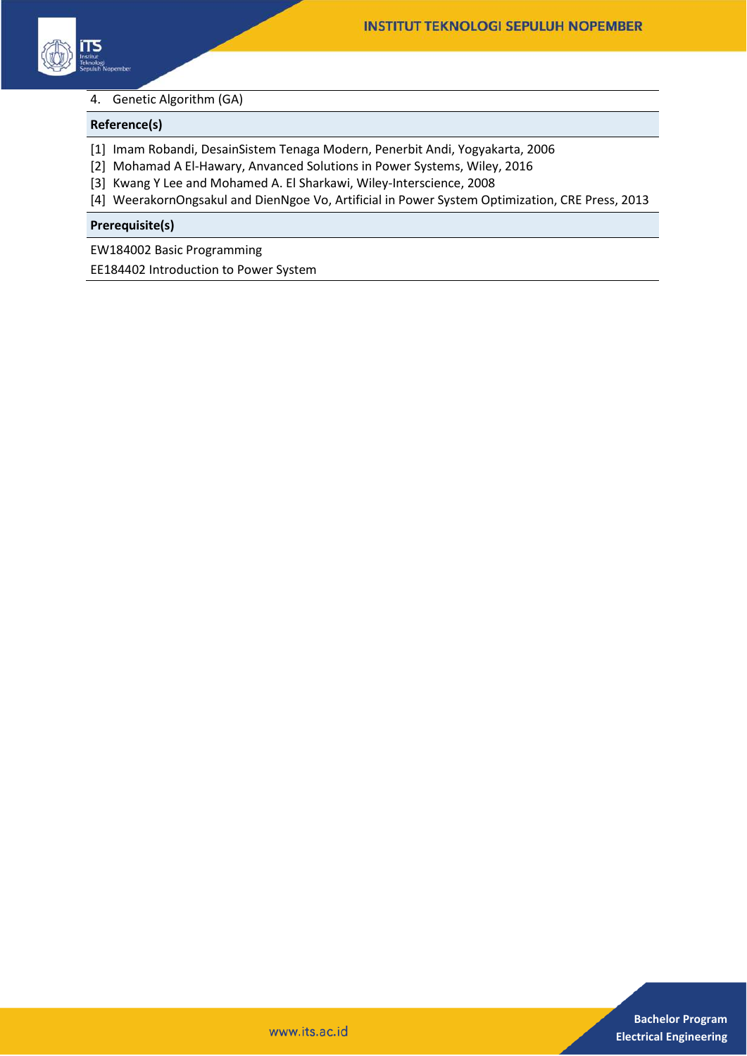4. Genetic Algorithm (GA)

**Reference(s)**

[1] Imam Robandi, DesainSistem Tenaga Modern, Penerbit Andi, Yogyakarta, 2006
[2] Mohamad A El-Hawary, Anvanced Solutions in Power Systems, Wiley, 2016
[3] Kwang Y Lee and Mohamed A. El Sharkawi, Wiley-Interscience, 2008
[4] WeerakornOngsakul and DienNgoe Vo, Artificial in Power System Optimization, CRE Press, 2013

**Prerequisite(s)**

EW184002 Basic Programming
EE184402 Introduction to Power System